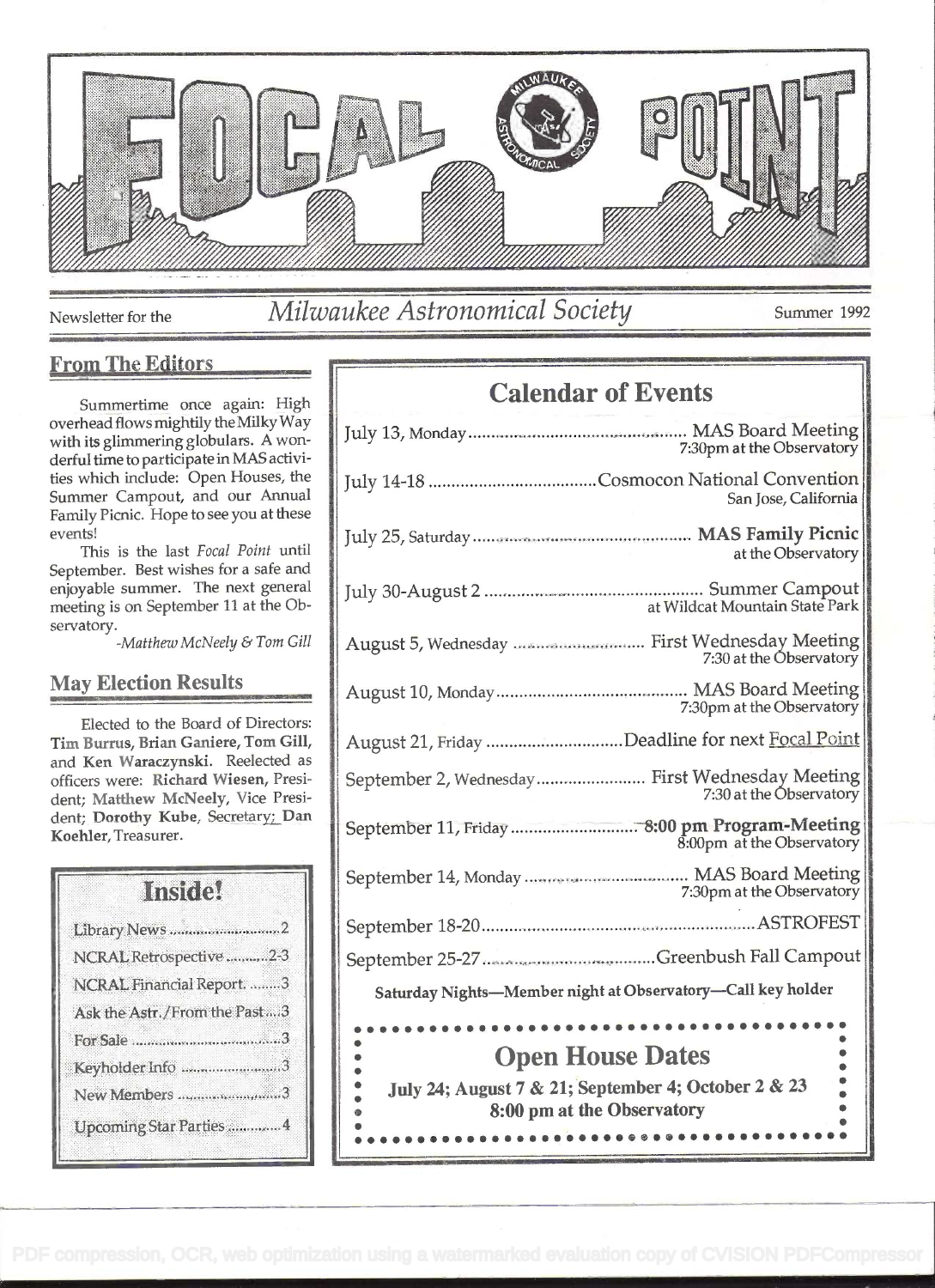# FOCAL POINT

Newsletter for the *Milwaukee Astronomical Society* Summer 1992

## From The Editors

Summertime once again: High overhead flows mightily the Milky Way with its glimmering globulars. A wonderful time to participate in MAS activities which include: Open Houses, the Summer Campout, and our Annual Family Picnic. Hope to see you at these events!

This is the last *Focal Point* until September. Best wishes for a safe and enjoyable summer. The next general meeting is on September 11 at the Observatory.

*-Matthew McNeely & Tom Gill*

## May Election Results

Elected to the Board of Directors: **Tim Burrus, Brian Ganiere, Tom Gill,** and **Ken Waraczynski.** Reelected as officers were: **Richard Wiesen,** President; **Matthew McNeely,** Vice President; **Dorothy Kube,** Secretary; **Dan Koehler,** Treasurer.

## Inside!

| | |
|---|---|
| Library News | 2 |
| NCRAL Retrospective | 2-3 |
| NCRAL Financial Report | 3 |
| Ask the Astr./From the Past | 3 |
| For Sale | 3 |
| Keyholder Info | 3 |
| New Members | 3 |
| Upcoming Star Parties | 4 |

## Calendar of Events

| Date | Event |
|---|---|
| July 13, Monday | MAS Board Meeting, 7:30pm at the Observatory |
| July 14-18 | Cosmocon National Convention, San Jose, California |
| July 25, Saturday | **MAS Family Picnic** at the Observatory |
| July 30-August 2 | Summer Campout at Wildcat Mountain State Park |
| August 5, Wednesday | First Wednesday Meeting, 7:30 at the Observatory |
| August 10, Monday | MAS Board Meeting, 7:30pm at the Observatory |
| August 21, Friday | Deadline for next Focal Point |
| September 2, Wednesday | First Wednesday Meeting, 7:30 at the Observatory |
| September 11, Friday | **8:00 pm Program-Meeting**, 8:00pm at the Observatory |
| September 14, Monday | MAS Board Meeting, 7:30pm at the Observatory |
| September 18-20 | ASTROFEST |
| September 25-27 | Greenbush Fall Campout |

**Saturday Nights—Member night at Observatory—Call key holder**

## Open House Dates

**July 24; August 7 & 21; September 4; October 2 & 23**
**8:00 pm at the Observatory**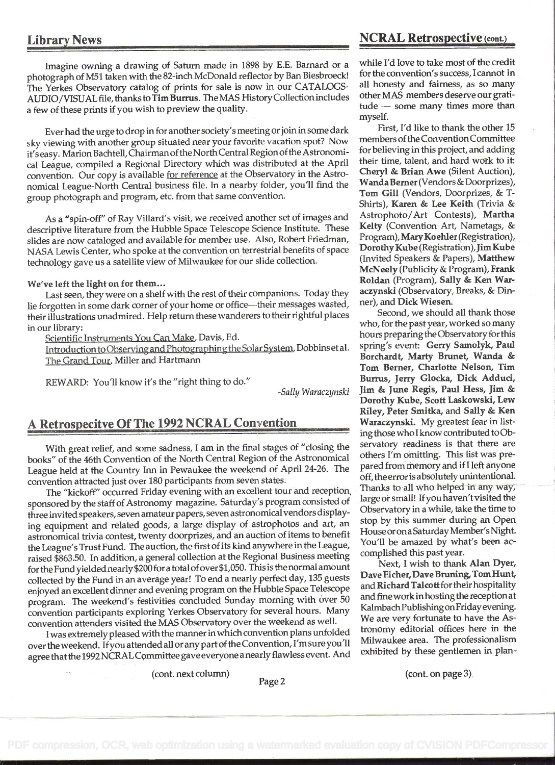## Library News

Imagine owning a drawing of Saturn made in 1898 by E.E. Barnard or a photograph of M51 taken with the 82-inch McDonald reflector by Ban Biesbroeck! The Yerkes Observatory catalog of prints for sale is now in our CATALOGS-AUDIO/VISUAL file, thanks to **Tim Burrus**. The MAS History Collection includes a few of these prints if you wish to preview the quality.

Ever had the urge to drop in for another society's meeting or join in some dark sky viewing with another group situated near your favorite vacation spot? Now it's easy. Marion Bachtell, Chairman of the North Central Region of the Astronomical League, compiled a Regional Directory which was distributed at the April convention. Our copy is available for reference at the Observatory in the Astronomical League-North Central business file. In a nearby folder, you'll find the group photograph and program, etc. from that same convention.

As a "spin-off" of Ray Villard's visit, we received another set of images and descriptive literature from the Hubble Space Telescope Science Institute. These slides are now cataloged and available for member use. Also, Robert Friedman, NASA Lewis Center, who spoke at the convention on terrestrial benefits of space technology gave us a satellite view of Milwaukee for our slide collection.

**We've left the light on for them...**

Last seen, they were on a shelf with the rest of their companions. Today they lie forgotten in some dark corner of your home or office—their messages wasted, their illustrations unadmired. Help return these wanderers to their rightful places in our library:

Scientific Instruments You Can Make, Davis, Ed.
Introduction to Observing and Photographing the Solar System, Dobbins et al.
The Grand Tour, Miller and Hartmann

REWARD: You'll know it's the "right thing to do."

*-Sally Waraczynski*

## A Retrospecitve Of The 1992 NCRAL Convention

With great relief, and some sadness, I am in the final stages of "closing the books" of the 46th Convention of the North Central Region of the Astronomical League held at the Country Inn in Pewaukee the weekend of April 24-26. The convention attracted just over 180 participants from seven states.

The "kickoff" occurred Friday evening with an excellent tour and reception, sponsored by the staff of Astronomy magazine. Saturday's program consisted of three invited speakers, seven amateur papers, seven astronomical vendors displaying equipment and related goods, a large display of astrophotos and art, an astronomical trivia contest, twenty doorprizes, and an auction of items to benefit the League's Trust Fund. The auction, the first of its kind anywhere in the League, raised $863.50. In addition, a general collection at the Regional Business meeting for the Fund yielded nearly $200 for a total of over $1,050. This is the normal amount collected by the Fund in an average year! To end a nearly perfect day, 135 guests enjoyed an excellent dinner and evening program on the Hubble Space Telescope program. The weekend's festivities concluded Sunday morning with over 50 convention participants exploring Yerkes Observatory for several hours. Many convention attenders visited the MAS Observatory over the weekend as well.

I was extremely pleased with the manner in which convention plans unfolded over the weekend. If you attended all or any part of the Convention, I'm sure you'll agree that the 1992 NCRAL Committee gave everyone a nearly flawless event. And while I'd love to take most of the credit for the convention's success, I cannot in all honesty and fairness, as so many other MAS members deserve our gratitude — some many times more than myself.

First, I'd like to thank the other 15 members of the Convention Committee for believing in this project, and adding their time, talent, and hard work to it: **Cheryl & Brian Awe** (Silent Auction), **Wanda Berner** (Vendors & Doorprizes), **Tom Gill** (Vendors, Doorprizes, & T-Shirts), **Karen & Lee Keith** (Trivia & Astrophoto/Art Contests), **Martha Kelty** (Convention Art, Nametags, & Program), **Mary Koehler** (Registration), **Dorothy Kube** (Registration), **Jim Kube** (Invited Speakers & Papers), **Matthew McNeely** (Publicity & Program), **Frank Roldan** (Program), **Sally & Ken Waraczynski** (Observatory, Breaks, & Dinner), and **Dick Wiesen.**

Second, we should all thank those who, for the past year, worked so many hours preparing the Observatory for this spring's event: **Gerry Samolyk, Paul Borchardt, Marty Brunet, Wanda & Tom Berner, Charlotte Nelson, Tim Burrus, Jerry Glocka, Dick Adduci, Jim & June Regis, Paul Hess, Jim & Dorothy Kube, Scott Laskowski, Lew Riley, Peter Smitka,** and **Sally & Ken Waraczynski.** My greatest fear in listing those who I know contributed to Observatory readiness is that there are others I'm omitting. This list was prepared from memory and if I left anyone off, the error is absolutely unintentional. Thanks to all who helped in any way, large or small! If you haven't visited the Observatory in a while, take the time to stop by this summer during an Open House or on a Saturday Member's Night. You'll be amazed by what's been accomplished this past year.

Next, I wish to thank **Alan Dyer, Dave Eicher, Dave Bruning, Tom Hunt,** and **Richard Talcott** for their hospitality and fine work in hosting the reception at Kalmbach Publishing on Friday evening. We are very fortunate to have the Astronomy editorial offices here in the Milwaukee area. The professionalism exhibited by these gentlemen in plan-

(cont. on page 3).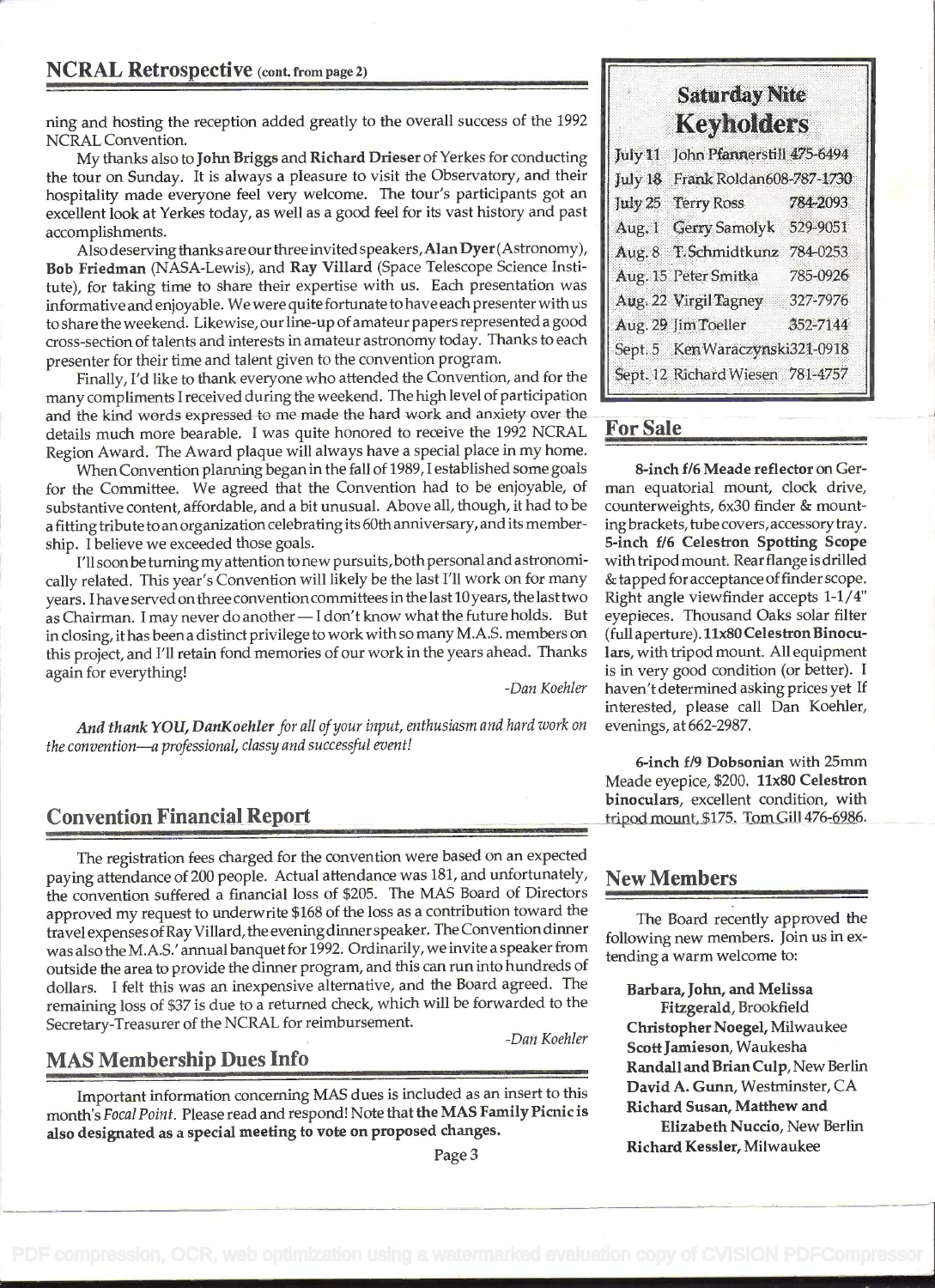## NCRAL Retrospective (cont. from page 2)

ning and hosting the reception added greatly to the overall success of the 1992 NCRAL Convention.

My thanks also to **John Briggs** and **Richard Drieser** of Yerkes for conducting the tour on Sunday. It is always a pleasure to visit the Observatory, and their hospitality made everyone feel very welcome. The tour's participants got an excellent look at Yerkes today, as well as a good feel for its vast history and past accomplishments.

Also deserving thanks are our three invited speakers, **Alan Dyer** (Astronomy), **Bob Friedman** (NASA-Lewis), and **Ray Villard** (Space Telescope Science Institute), for taking time to share their expertise with us. Each presentation was informative and enjoyable. We were quite fortunate to have each presenter with us to share the weekend. Likewise, our line-up of amateur papers represented a good cross-section of talents and interests in amateur astronomy today. Thanks to each presenter for their time and talent given to the convention program.

Finally, I'd like to thank everyone who attended the Convention, and for the many compliments I received during the weekend. The high level of participation and the kind words expressed to me made the hard work and anxiety over the details much more bearable. I was quite honored to receive the 1992 NCRAL Region Award. The Award plaque will always have a special place in my home.

When Convention planning began in the fall of 1989, I established some goals for the Committee. We agreed that the Convention had to be enjoyable, of substantive content, affordable, and a bit unusual. Above all, though, it had to be a fitting tribute to an organization celebrating its 60th anniversary, and its membership. I believe we exceeded those goals.

I'll soon be turning my attention to new pursuits, both personal and astronomically related. This year's Convention will likely be the last I'll work on for many years. I have served on three convention committees in the last 10 years, the last two as Chairman. I may never do another — I don't know what the future holds. But in closing, it has been a distinct privilege to work with so many M.A.S. members on this project, and I'll retain fond memories of our work in the years ahead. Thanks again for everything!

*-Dan Koehler*

***And thank YOU, DanKoehler** for all of your input, enthusiasm and hard work on the convention—a professional, classy and successful event!*

## Convention Financial Report

The registration fees charged for the convention were based on an expected paying attendance of 200 people. Actual attendance was 181, and unfortunately, the convention suffered a financial loss of $205. The MAS Board of Directors approved my request to underwrite $168 of the loss as a contribution toward the travel expenses of Ray Villard, the evening dinner speaker. The Convention dinner was also the M.A.S.' annual banquet for 1992. Ordinarily, we invite a speaker from outside the area to provide the dinner program, and this can run into hundreds of dollars. I felt this was an inexpensive alternative, and the Board agreed. The remaining loss of $37 is due to a returned check, which will be forwarded to the Secretary-Treasurer of the NCRAL for reimbursement.

*-Dan Koehler*

## MAS Membership Dues Info

Important information concerning MAS dues is included as an insert to this month's *Focal Point*. Please read and respond! Note that **the MAS Family Picnic is also designated as a special meeting to vote on proposed changes.**

## Saturday Nite Keyholders

| Date | Name | Phone |
|---|---|---|
| July 11 | John Pfannerstill | 475-6494 |
| July 18 | Frank Roldan | 608-787-1730 |
| July 25 | Terry Ross | 784-2093 |
| Aug. 1 | Gerry Samolyk | 529-9051 |
| Aug. 8 | T. Schmidtkunz | 784-0253 |
| Aug. 15 | Peter Smitka | 785-0926 |
| Aug. 22 | Virgil Tagney | 327-7976 |
| Aug. 29 | Jim Toeller | 352-7144 |
| Sept. 5 | Ken Waraczynski | 321-0918 |
| Sept. 12 | Richard Wiesen | 781-4757 |

## For Sale

**8-inch f/6 Meade reflector** on German equatorial mount, clock drive, counterweights, 6x30 finder & mounting brackets, tube covers, accessory tray. **5-inch f/6 Celestron Spotting Scope** with tripod mount. Rear flange is drilled & tapped for acceptance of finder scope. Right angle viewfinder accepts 1-1/4" eyepieces. Thousand Oaks solar filter (full aperture). **11x80 Celestron Binoculars**, with tripod mount. All equipment is in very good condition (or better). I haven't determined asking prices yet If interested, please call Dan Koehler, evenings, at 662-2987.

**6-inch f/9 Dobsonian** with 25mm Meade eyepice, $200. **11x80 Celestron binoculars**, excellent condition, with tripod mount, $175. Tom Gill 476-6986.

## New Members

The Board recently approved the following new members. Join us in extending a warm welcome to:

**Barbara, John, and Melissa Fitzgerald**, Brookfield
**Christopher Noegel**, Milwaukee
**Scott Jamieson**, Waukesha
**Randall and Brian Culp**, New Berlin
**David A. Gunn**, Westminster, CA
**Richard Susan, Matthew and Elizabeth Nuccio**, New Berlin
**Richard Kessler**, Milwaukee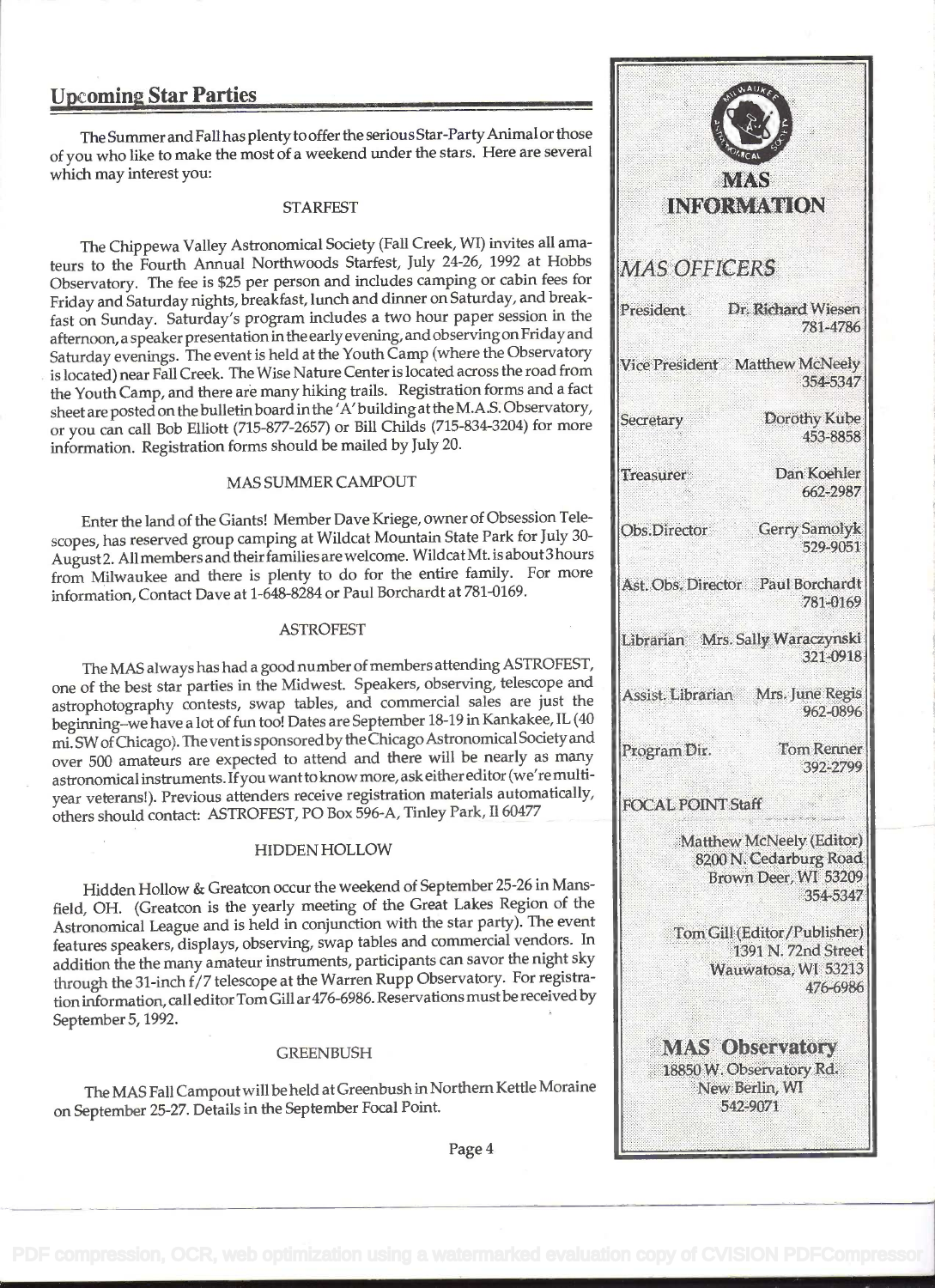## Upcoming Star Parties

The Summer and Fall has plenty to offer the serious Star-Party Animal or those of you who like to make the most of a weekend under the stars. Here are several which may interest you:

### STARFEST

The Chippewa Valley Astronomical Society (Fall Creek, WI) invites all amateurs to the Fourth Annual Northwoods Starfest, July 24-26, 1992 at Hobbs Observatory. The fee is $25 per person and includes camping or cabin fees for Friday and Saturday nights, breakfast, lunch and dinner on Saturday, and breakfast on Sunday. Saturday's program includes a two hour paper session in the afternoon, a speaker presentation in the early evening, and observing on Friday and Saturday evenings. The event is held at the Youth Camp (where the Observatory is located) near Fall Creek. The Wise Nature Center is located across the road from the Youth Camp, and there are many hiking trails. Registration forms and a fact sheet are posted on the bulletin board in the 'A' building at the M.A.S. Observatory, or you can call Bob Elliott (715-877-2657) or Bill Childs (715-834-3204) for more information. Registration forms should be mailed by July 20.

### MAS SUMMER CAMPOUT

Enter the land of the Giants! Member Dave Kriege, owner of Obsession Telescopes, has reserved group camping at Wildcat Mountain State Park for July 30-August 2. All members and their families are welcome. Wildcat Mt. is about 3 hours from Milwaukee and there is plenty to do for the entire family. For more information, Contact Dave at 1-648-8284 or Paul Borchardt at 781-0169.

### ASTROFEST

The MAS always has had a good number of members attending ASTROFEST, one of the best star parties in the Midwest. Speakers, observing, telescope and astrophotography contests, swap tables, and commercial sales are just the beginning--we have a lot of fun too! Dates are September 18-19 in Kankakee, IL (40 mi. SW of Chicago). The vent is sponsored by the Chicago Astronomical Society and over 500 amateurs are expected to attend and there will be nearly as many astronomical instruments. If you want to know more, ask either editor (we're multi-year veterans!). Previous attenders receive registration materials automatically, others should contact: ASTROFEST, PO Box 596-A, Tinley Park, Il 60477

### HIDDEN HOLLOW

Hidden Hollow & Greatcon occur the weekend of September 25-26 in Mansfield, OH. (Greatcon is the yearly meeting of the Great Lakes Region of the Astronomical League and is held in conjunction with the star party). The event features speakers, displays, observing, swap tables and commercial vendors. In addition the the many amateur instruments, participants can savor the night sky through the 31-inch f/7 telescope at the Warren Rupp Observatory. For registration information, call editor Tom Gill ar 476-6986. Reservations must be received by September 5, 1992.

### GREENBUSH

The MAS Fall Campout will be held at Greenbush in Northern Kettle Moraine on September 25-27. Details in the September Focal Point.

---

## MAS INFORMATION

### *MAS OFFICERS*

| Position | Name / Phone |
|---|---|
| President | Dr. Richard Wiesen 781-4786 |
| Vice President | Matthew McNeely 354-5347 |
| Secretary | Dorothy Kube 453-8858 |
| Treasurer | Dan Koehler 662-2987 |
| Obs. Director | Gerry Samolyk 529-9051 |
| Ast. Obs. Director | Paul Borchardt 781-0169 |
| Librarian | Mrs. Sally Waraczynski 321-0918 |
| Assist. Librarian | Mrs. June Regis 962-0896 |
| Program Dir. | Tom Renner 392-2799 |

### FOCAL POINT Staff

Matthew McNeely (Editor)
8200 N. Cedarburg Road
Brown Deer, WI 53209
354-5347

Tom Gill (Editor/Publisher)
1391 N. 72nd Street
Wauwatosa, WI 53213
476-6986

### MAS Observatory

18850 W. Observatory Rd.
New Berlin, WI
542-9071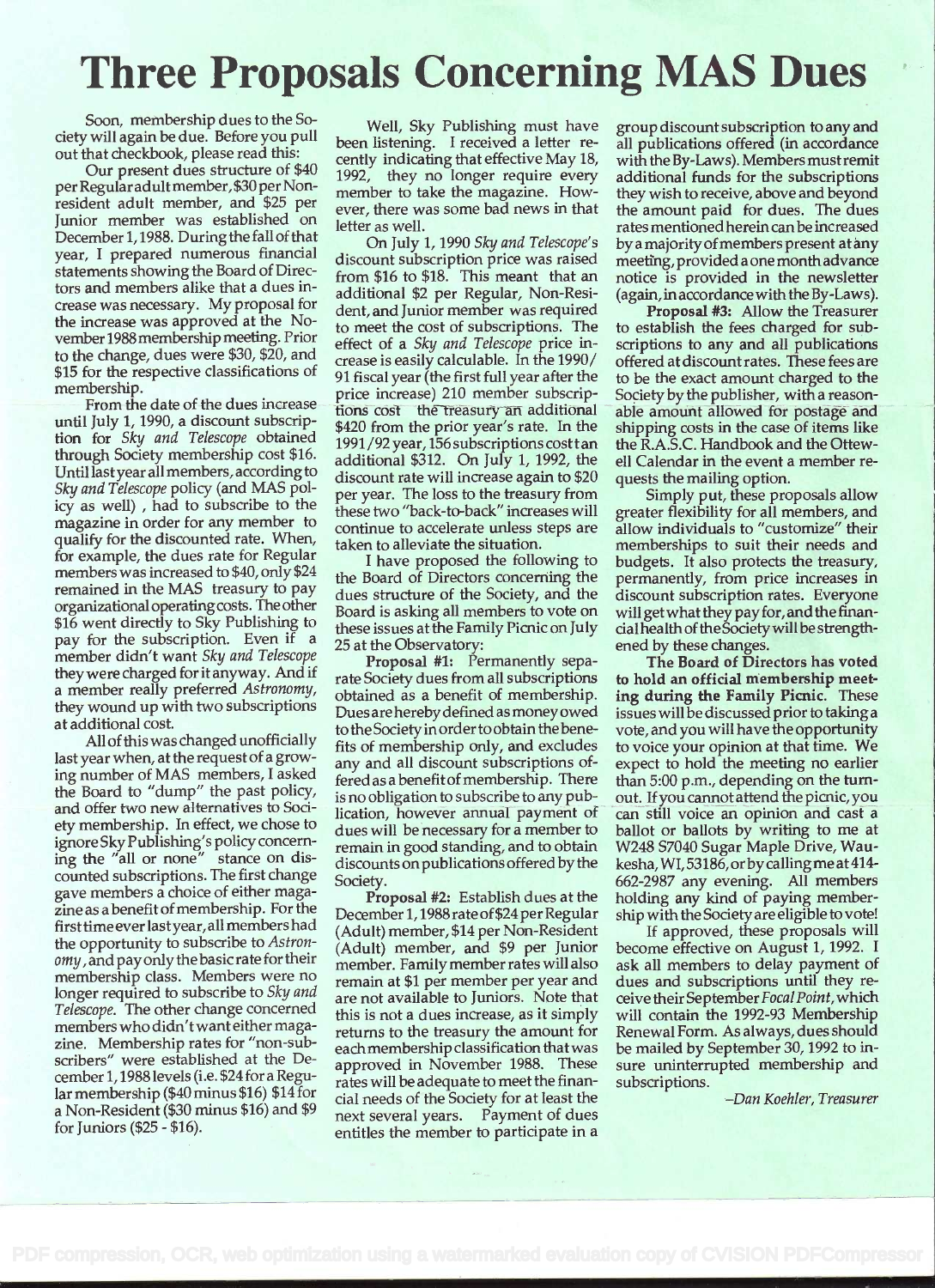# Three Proposals Concerning MAS Dues

Soon, membership dues to the Society will again be due. Before you pull out that checkbook, please read this:

Our present dues structure of $40 per Regular adult member, $30 per Non-resident adult member, and $25 per Junior member was established on December 1, 1988. During the fall of that year, I prepared numerous financial statements showing the Board of Directors and members alike that a dues increase was necessary. My proposal for the increase was approved at the November 1988 membership meeting. Prior to the change, dues were $30, $20, and $15 for the respective classifications of membership.

From the date of the dues increase until July 1, 1990, a discount subscription for *Sky and Telescope* obtained through Society membership cost $16. Until last year all members, according to *Sky and Telescope* policy (and MAS policy as well), had to subscribe to the magazine in order for any member to qualify for the discounted rate. When, for example, the dues rate for Regular members was increased to $40, only $24 remained in the MAS treasury to pay organizational operating costs. The other $16 went directly to Sky Publishing to pay for the subscription. Even if a member didn't want *Sky and Telescope* they were charged for it anyway. And if a member really preferred *Astronomy*, they wound up with two subscriptions at additional cost.

All of this was changed unofficially last year when, at the request of a growing number of MAS members, I asked the Board to "dump" the past policy, and offer two new alternatives to Society membership. In effect, we chose to ignore Sky Publishing's policy concerning the "all or none" stance on discounted subscriptions. The first change gave members a choice of either magazine as a benefit of membership. For the first time ever last year, all members had the opportunity to subscribe to *Astronomy*, and pay only the basic rate for their membership class. Members were no longer required to subscribe to *Sky and Telescope*. The other change concerned members who didn't want either magazine. Membership rates for "non-subscribers" were established at the December 1, 1988 levels (i.e. $24 for a Regular membership ($40 minus $16) $14 for a Non-Resident ($30 minus $16) and $9 for Juniors ($25 - $16).

Well, Sky Publishing must have been listening. I received a letter recently indicating that effective May 18, 1992, they no longer require every member to take the magazine. However, there was some bad news in that letter as well.

On July 1, 1990 *Sky and Telescope*'s discount subscription price was raised from $16 to $18. This meant that an additional $2 per Regular, Non-Resident, and Junior member was required to meet the cost of subscriptions. The effect of a *Sky and Telescope* price increase is easily calculable. In the 1990/91 fiscal year (the first full year after the price increase) 210 member subscriptions cost the treasury an additional $420 from the prior year's rate. In the 1991/92 year, 156 subscriptions cost an additional $312. On July 1, 1992, the discount rate will increase again to $20 per year. The loss to the treasury from these two "back-to-back" increases will continue to accelerate unless steps are taken to alleviate the situation.

I have proposed the following to the Board of Directors concerning the dues structure of the Society, and the Board is asking all members to vote on these issues at the Family Picnic on July 25 at the Observatory:

**Proposal #1:** Permanently separate Society dues from all subscriptions obtained as a benefit of membership. Dues are hereby defined as money owed to the Society in order to obtain the benefits of membership only, and excludes any and all discount subscriptions offered as a benefit of membership. There is no obligation to subscribe to any publication, however annual payment of dues will be necessary for a member to remain in good standing, and to obtain discounts on publications offered by the Society.

**Proposal #2:** Establish dues at the December 1, 1988 rate of $24 per Regular (Adult) member, $14 per Non-Resident (Adult) member, and $9 per Junior member. Family member rates will also remain at $1 per member per year and are not available to Juniors. Note that this is not a dues increase, as it simply returns to the treasury the amount for each membership classification that was approved in November 1988. These rates will be adequate to meet the financial needs of the Society for at least the next several years. Payment of dues entitles the member to participate in a group discount subscription to any and all publications offered (in accordance with the By-Laws). Members must remit additional funds for the subscriptions they wish to receive, above and beyond the amount paid for dues. The dues rates mentioned herein can be increased by a majority of members present at any meeting, provided a one month advance notice is provided in the newsletter (again, in accordance with the By-Laws).

**Proposal #3:** Allow the Treasurer to establish the fees charged for subscriptions to any and all publications offered at discount rates. These fees are to be the exact amount charged to the Society by the publisher, with a reasonable amount allowed for postage and shipping costs in the case of items like the R.A.S.C. Handbook and the Ottewell Calendar in the event a member requests the mailing option.

Simply put, these proposals allow greater flexibility for all members, and allow individuals to "customize" their memberships to suit their needs and budgets. It also protects the treasury, permanently, from price increases in discount subscription rates. Everyone will get what they pay for, and the financial health of the Society will be strengthened by these changes.

**The Board of Directors has voted to hold an official membership meeting during the Family Picnic.** These issues will be discussed prior to taking a vote, and you will have the opportunity to voice your opinion at that time. We expect to hold the meeting no earlier than 5:00 p.m., depending on the turnout. If you cannot attend the picnic, you can still voice an opinion and cast a ballot or ballots by writing to me at W248 S7040 Sugar Maple Drive, Waukesha, WI, 53186, or by calling me at 414-662-2987 any evening. All members holding any kind of paying membership with the Society are eligible to vote!

If approved, these proposals will become effective on August 1, 1992. I ask all members to delay payment of dues and subscriptions until they receive their September *Focal Point*, which will contain the 1992-93 Membership Renewal Form. As always, dues should be mailed by September 30, 1992 to insure uninterrupted membership and subscriptions.

*–Dan Koehler, Treasurer*